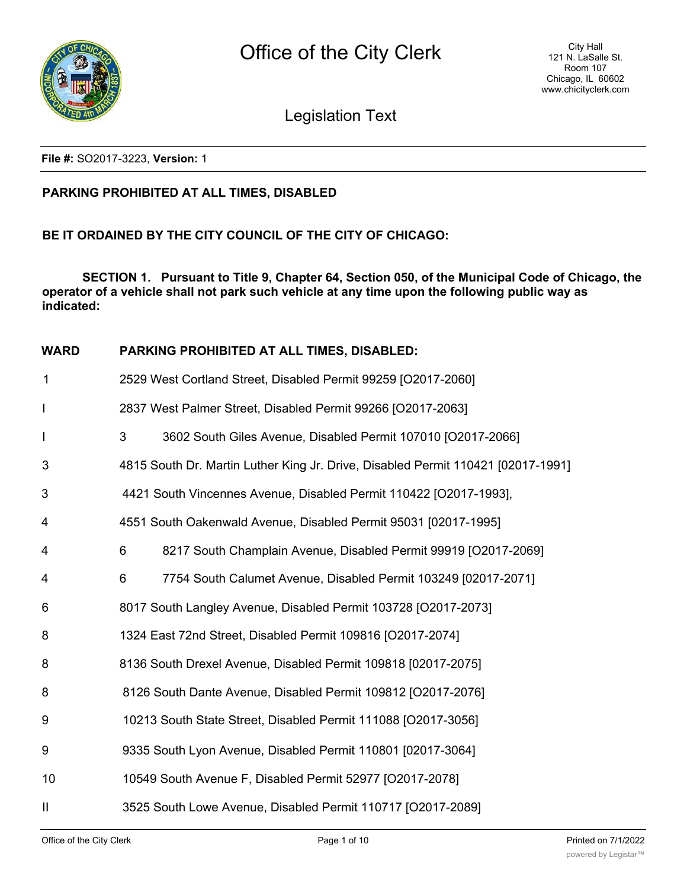**File #:** SO2017-3223, **Version:** 1

**PARKING PROHIBITED AT ALL TIMES, DISABLED**

**BE IT ORDAINED BY THE CITY COUNCIL OF THE CITY OF CHICAGO:**

**SECTION 1. Pursuant to Title 9, Chapter 64, Section 050, of the Municipal Code of Chicago, the operator of a vehicle shall not park such vehicle at any time upon the following public way as indicated:**

| WARD | PARKING PROHIBITED AT ALL TIMES, DISABLED: |
|---|---|
| 1 | 2529 West Cortland Street, Disabled Permit 99259 [O2017-2060] |
| I | 2837 West Palmer Street, Disabled Permit 99266 [O2017-2063] |
| I | 3 3602 South Giles Avenue, Disabled Permit 107010 [O2017-2066] |
| 3 | 4815 South Dr. Martin Luther King Jr. Drive, Disabled Permit 110421 [02017-1991] |
| 3 | 4421 South Vincennes Avenue, Disabled Permit 110422 [O2017-1993], |
| 4 | 4551 South Oakenwald Avenue, Disabled Permit 95031 [02017-1995] |
| 4 | 6 8217 South Champlain Avenue, Disabled Permit 99919 [O2017-2069] |
| 4 | 6 7754 South Calumet Avenue, Disabled Permit 103249 [02017-2071] |
| 6 | 8017 South Langley Avenue, Disabled Permit 103728 [O2017-2073] |
| 8 | 1324 East 72nd Street, Disabled Permit 109816 [O2017-2074] |
| 8 | 8136 South Drexel Avenue, Disabled Permit 109818 [02017-2075] |
| 8 | 8126 South Dante Avenue, Disabled Permit 109812 [O2017-2076] |
| 9 | 10213 South State Street, Disabled Permit 111088 [O2017-3056] |
| 9 | 9335 South Lyon Avenue, Disabled Permit 110801 [02017-3064] |
| 10 | 10549 South Avenue F, Disabled Permit 52977 [O2017-2078] |
| II | 3525 South Lowe Avenue, Disabled Permit 110717 [O2017-2089] |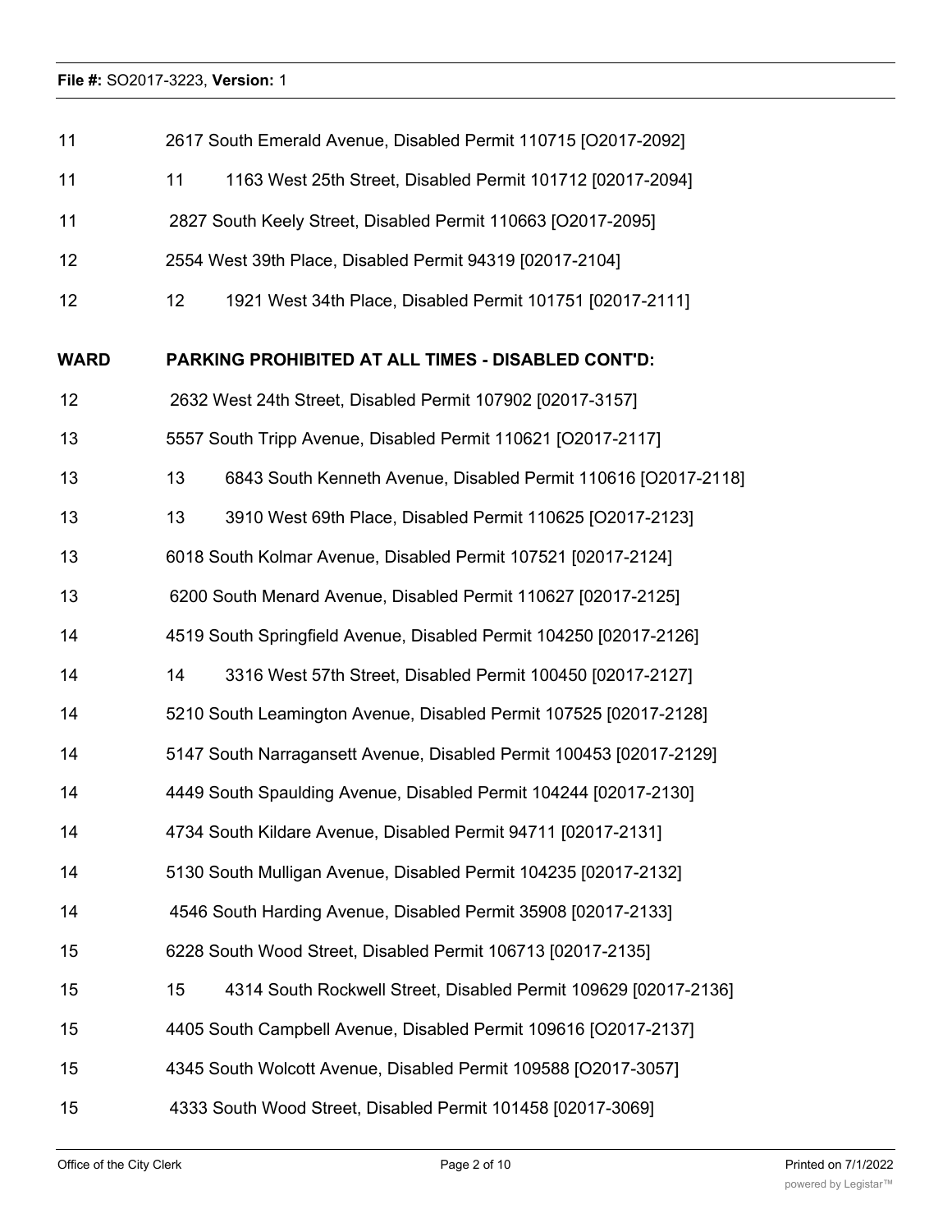| | |
|---|---|
| 11 | 2617 South Emerald Avenue, Disabled Permit 110715 [O2017-2092] |
| 11 | 11 1163 West 25th Street, Disabled Permit 101712 [02017-2094] |
| 11 | 2827 South Keely Street, Disabled Permit 110663 [O2017-2095] |
| 12 | 2554 West 39th Place, Disabled Permit 94319 [02017-2104] |
| 12 | 12 1921 West 34th Place, Disabled Permit 101751 [02017-2111] |

| **WARD** | **PARKING PROHIBITED AT ALL TIMES - DISABLED CONT'D:** |
|---|---|
| 12 | 2632 West 24th Street, Disabled Permit 107902 [02017-3157] |
| 13 | 5557 South Tripp Avenue, Disabled Permit 110621 [O2017-2117] |
| 13 | 13 6843 South Kenneth Avenue, Disabled Permit 110616 [O2017-2118] |
| 13 | 13 3910 West 69th Place, Disabled Permit 110625 [O2017-2123] |
| 13 | 6018 South Kolmar Avenue, Disabled Permit 107521 [02017-2124] |
| 13 | 6200 South Menard Avenue, Disabled Permit 110627 [02017-2125] |
| 14 | 4519 South Springfield Avenue, Disabled Permit 104250 [02017-2126] |
| 14 | 14 3316 West 57th Street, Disabled Permit 100450 [02017-2127] |
| 14 | 5210 South Leamington Avenue, Disabled Permit 107525 [02017-2128] |
| 14 | 5147 South Narragansett Avenue, Disabled Permit 100453 [02017-2129] |
| 14 | 4449 South Spaulding Avenue, Disabled Permit 104244 [02017-2130] |
| 14 | 4734 South Kildare Avenue, Disabled Permit 94711 [02017-2131] |
| 14 | 5130 South Mulligan Avenue, Disabled Permit 104235 [02017-2132] |
| 14 | 4546 South Harding Avenue, Disabled Permit 35908 [02017-2133] |
| 15 | 6228 South Wood Street, Disabled Permit 106713 [02017-2135] |
| 15 | 15 4314 South Rockwell Street, Disabled Permit 109629 [02017-2136] |
| 15 | 4405 South Campbell Avenue, Disabled Permit 109616 [O2017-2137] |
| 15 | 4345 South Wolcott Avenue, Disabled Permit 109588 [O2017-3057] |
| 15 | 4333 South Wood Street, Disabled Permit 101458 [02017-3069] |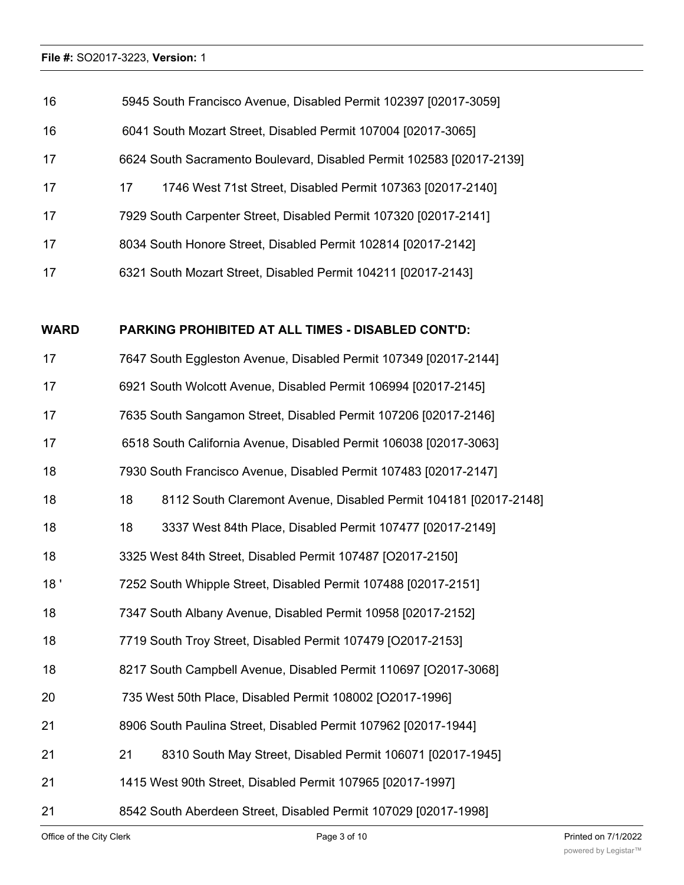| | |
|---|---|
| 16 | 5945 South Francisco Avenue, Disabled Permit 102397 [02017-3059] |
| 16 | 6041 South Mozart Street, Disabled Permit 107004 [02017-3065] |
| 17 | 6624 South Sacramento Boulevard, Disabled Permit 102583 [02017-2139] |
| 17 | 17 1746 West 71st Street, Disabled Permit 107363 [02017-2140] |
| 17 | 7929 South Carpenter Street, Disabled Permit 107320 [02017-2141] |
| 17 | 8034 South Honore Street, Disabled Permit 102814 [02017-2142] |
| 17 | 6321 South Mozart Street, Disabled Permit 104211 [02017-2143] |

| **WARD** | **PARKING PROHIBITED AT ALL TIMES - DISABLED CONT'D:** |
|---|---|
| 17 | 7647 South Eggleston Avenue, Disabled Permit 107349 [02017-2144] |
| 17 | 6921 South Wolcott Avenue, Disabled Permit 106994 [02017-2145] |
| 17 | 7635 South Sangamon Street, Disabled Permit 107206 [02017-2146] |
| 17 | 6518 South California Avenue, Disabled Permit 106038 [02017-3063] |
| 18 | 7930 South Francisco Avenue, Disabled Permit 107483 [02017-2147] |
| 18 | 18 8112 South Claremont Avenue, Disabled Permit 104181 [02017-2148] |
| 18 | 18 3337 West 84th Place, Disabled Permit 107477 [02017-2149] |
| 18 | 3325 West 84th Street, Disabled Permit 107487 [O2017-2150] |
| 18 ' | 7252 South Whipple Street, Disabled Permit 107488 [02017-2151] |
| 18 | 7347 South Albany Avenue, Disabled Permit 10958 [02017-2152] |
| 18 | 7719 South Troy Street, Disabled Permit 107479 [O2017-2153] |
| 18 | 8217 South Campbell Avenue, Disabled Permit 110697 [O2017-3068] |
| 20 | 735 West 50th Place, Disabled Permit 108002 [O2017-1996] |
| 21 | 8906 South Paulina Street, Disabled Permit 107962 [02017-1944] |
| 21 | 21 8310 South May Street, Disabled Permit 106071 [02017-1945] |
| 21 | 1415 West 90th Street, Disabled Permit 107965 [02017-1997] |
| 21 | 8542 South Aberdeen Street, Disabled Permit 107029 [02017-1998] |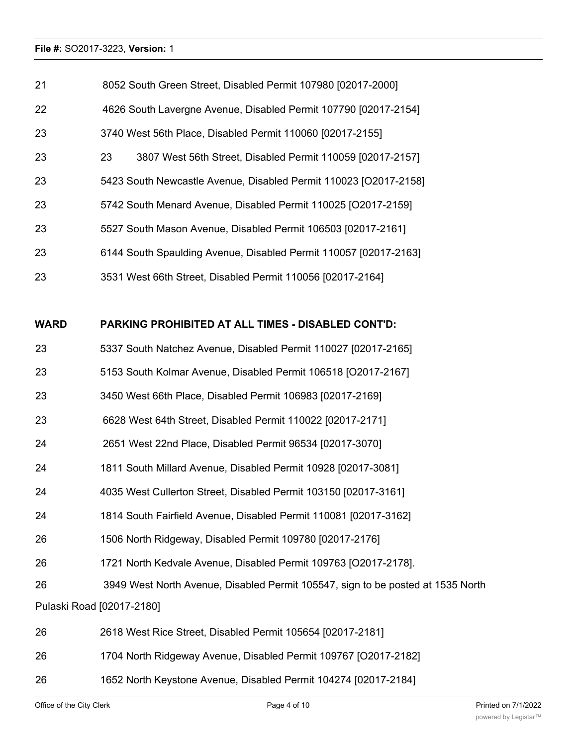21 8052 South Green Street, Disabled Permit 107980 [02017-2000]

22 4626 South Lavergne Avenue, Disabled Permit 107790 [02017-2154]

23 3740 West 56th Place, Disabled Permit 110060 [02017-2155]

23 23 3807 West 56th Street, Disabled Permit 110059 [02017-2157]

23 5423 South Newcastle Avenue, Disabled Permit 110023 [O2017-2158]

23 5742 South Menard Avenue, Disabled Permit 110025 [O2017-2159]

23 5527 South Mason Avenue, Disabled Permit 106503 [02017-2161]

23 6144 South Spaulding Avenue, Disabled Permit 110057 [02017-2163]

23 3531 West 66th Street, Disabled Permit 110056 [02017-2164]

**WARD PARKING PROHIBITED AT ALL TIMES - DISABLED CONT'D:**

23 5337 South Natchez Avenue, Disabled Permit 110027 [02017-2165]

23 5153 South Kolmar Avenue, Disabled Permit 106518 [O2017-2167]

23 3450 West 66th Place, Disabled Permit 106983 [02017-2169]

23 6628 West 64th Street, Disabled Permit 110022 [02017-2171]

24 2651 West 22nd Place, Disabled Permit 96534 [02017-3070]

24 1811 South Millard Avenue, Disabled Permit 10928 [02017-3081]

24 4035 West Cullerton Street, Disabled Permit 103150 [02017-3161]

24 1814 South Fairfield Avenue, Disabled Permit 110081 [02017-3162]

26 1506 North Ridgeway, Disabled Permit 109780 [02017-2176]

26 1721 North Kedvale Avenue, Disabled Permit 109763 [O2017-2178].

26 3949 West North Avenue, Disabled Permit 105547, sign to be posted at 1535 North Pulaski Road [02017-2180]

26 2618 West Rice Street, Disabled Permit 105654 [02017-2181]

26 1704 North Ridgeway Avenue, Disabled Permit 109767 [O2017-2182]

26 1652 North Keystone Avenue, Disabled Permit 104274 [02017-2184]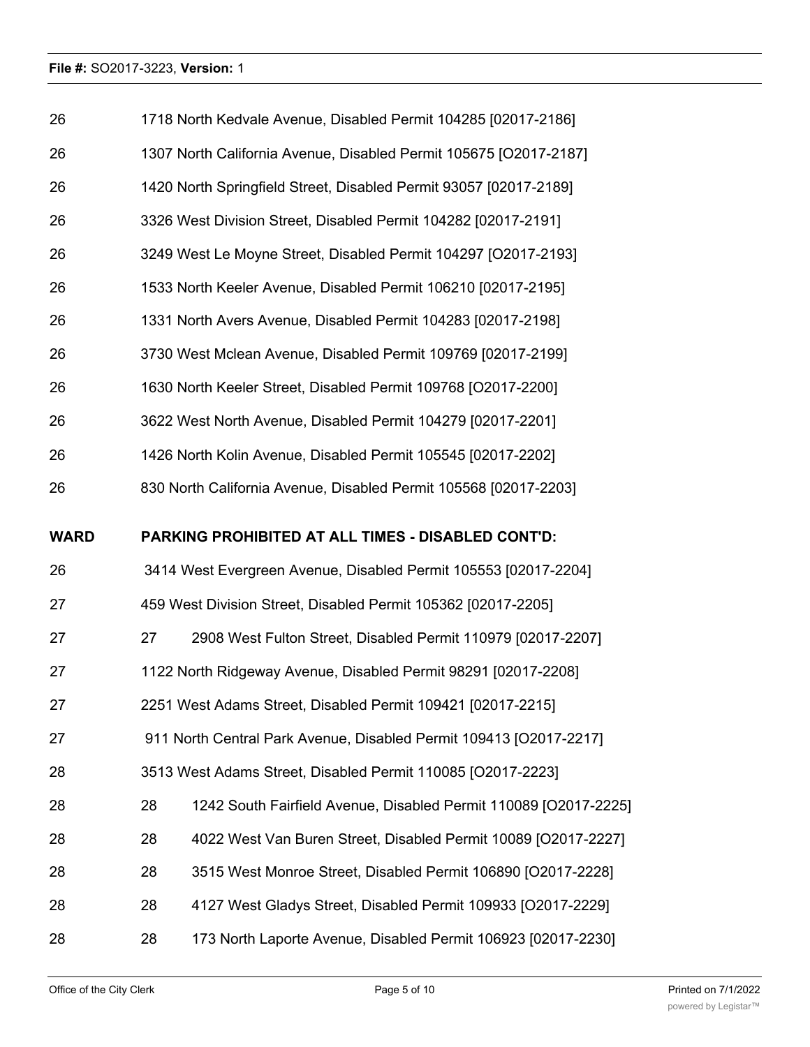| | |
|---|---|
| 26 | 1718 North Kedvale Avenue, Disabled Permit 104285 [02017-2186] |
| 26 | 1307 North California Avenue, Disabled Permit 105675 [O2017-2187] |
| 26 | 1420 North Springfield Street, Disabled Permit 93057 [02017-2189] |
| 26 | 3326 West Division Street, Disabled Permit 104282 [02017-2191] |
| 26 | 3249 West Le Moyne Street, Disabled Permit 104297 [O2017-2193] |
| 26 | 1533 North Keeler Avenue, Disabled Permit 106210 [02017-2195] |
| 26 | 1331 North Avers Avenue, Disabled Permit 104283 [02017-2198] |
| 26 | 3730 West Mclean Avenue, Disabled Permit 109769 [02017-2199] |
| 26 | 1630 North Keeler Street, Disabled Permit 109768 [O2017-2200] |
| 26 | 3622 West North Avenue, Disabled Permit 104279 [02017-2201] |
| 26 | 1426 North Kolin Avenue, Disabled Permit 105545 [02017-2202] |
| 26 | 830 North California Avenue, Disabled Permit 105568 [02017-2203] |

| **WARD** | **PARKING PROHIBITED AT ALL TIMES - DISABLED CONT'D:** |
|---|---|
| 26 | 3414 West Evergreen Avenue, Disabled Permit 105553 [02017-2204] |
| 27 | 459 West Division Street, Disabled Permit 105362 [02017-2205] |
| 27 | 27 2908 West Fulton Street, Disabled Permit 110979 [02017-2207] |
| 27 | 1122 North Ridgeway Avenue, Disabled Permit 98291 [02017-2208] |
| 27 | 2251 West Adams Street, Disabled Permit 109421 [02017-2215] |
| 27 | 911 North Central Park Avenue, Disabled Permit 109413 [O2017-2217] |
| 28 | 3513 West Adams Street, Disabled Permit 110085 [O2017-2223] |
| 28 | 28 1242 South Fairfield Avenue, Disabled Permit 110089 [O2017-2225] |
| 28 | 28 4022 West Van Buren Street, Disabled Permit 10089 [O2017-2227] |
| 28 | 28 3515 West Monroe Street, Disabled Permit 106890 [O2017-2228] |
| 28 | 28 4127 West Gladys Street, Disabled Permit 109933 [O2017-2229] |
| 28 | 28 173 North Laporte Avenue, Disabled Permit 106923 [02017-2230] |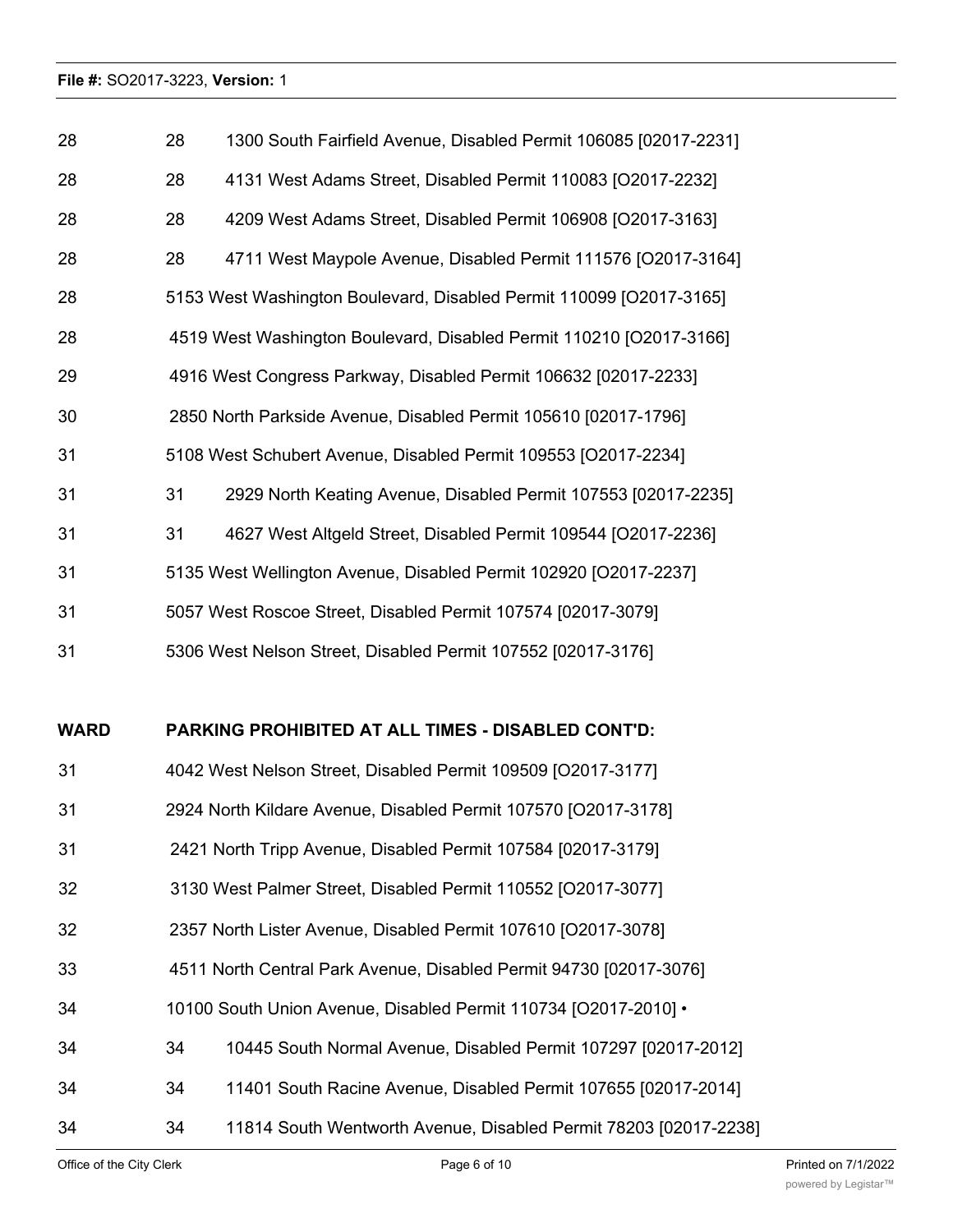| | | |
|---|---|---|
| 28 | 28 | 1300 South Fairfield Avenue, Disabled Permit 106085 [02017-2231] |
| 28 | 28 | 4131 West Adams Street, Disabled Permit 110083 [O2017-2232] |
| 28 | 28 | 4209 West Adams Street, Disabled Permit 106908 [O2017-3163] |
| 28 | 28 | 4711 West Maypole Avenue, Disabled Permit 111576 [O2017-3164] |
| 28 | | 5153 West Washington Boulevard, Disabled Permit 110099 [O2017-3165] |
| 28 | | 4519 West Washington Boulevard, Disabled Permit 110210 [O2017-3166] |
| 29 | | 4916 West Congress Parkway, Disabled Permit 106632 [02017-2233] |
| 30 | | 2850 North Parkside Avenue, Disabled Permit 105610 [02017-1796] |
| 31 | | 5108 West Schubert Avenue, Disabled Permit 109553 [O2017-2234] |
| 31 | 31 | 2929 North Keating Avenue, Disabled Permit 107553 [02017-2235] |
| 31 | 31 | 4627 West Altgeld Street, Disabled Permit 109544 [O2017-2236] |
| 31 | | 5135 West Wellington Avenue, Disabled Permit 102920 [O2017-2237] |
| 31 | | 5057 West Roscoe Street, Disabled Permit 107574 [02017-3079] |
| 31 | | 5306 West Nelson Street, Disabled Permit 107552 [02017-3176] |

| WARD | PARKING PROHIBITED AT ALL TIMES - DISABLED CONT'D: | |
|---|---|---|
| 31 | | 4042 West Nelson Street, Disabled Permit 109509 [O2017-3177] |
| 31 | | 2924 North Kildare Avenue, Disabled Permit 107570 [O2017-3178] |
| 31 | | 2421 North Tripp Avenue, Disabled Permit 107584 [02017-3179] |
| 32 | | 3130 West Palmer Street, Disabled Permit 110552 [O2017-3077] |
| 32 | | 2357 North Lister Avenue, Disabled Permit 107610 [O2017-3078] |
| 33 | | 4511 North Central Park Avenue, Disabled Permit 94730 [02017-3076] |
| 34 | | 10100 South Union Avenue, Disabled Permit 110734 [O2017-2010] • |
| 34 | 34 | 10445 South Normal Avenue, Disabled Permit 107297 [02017-2012] |
| 34 | 34 | 11401 South Racine Avenue, Disabled Permit 107655 [02017-2014] |
| 34 | 34 | 11814 South Wentworth Avenue, Disabled Permit 78203 [02017-2238] |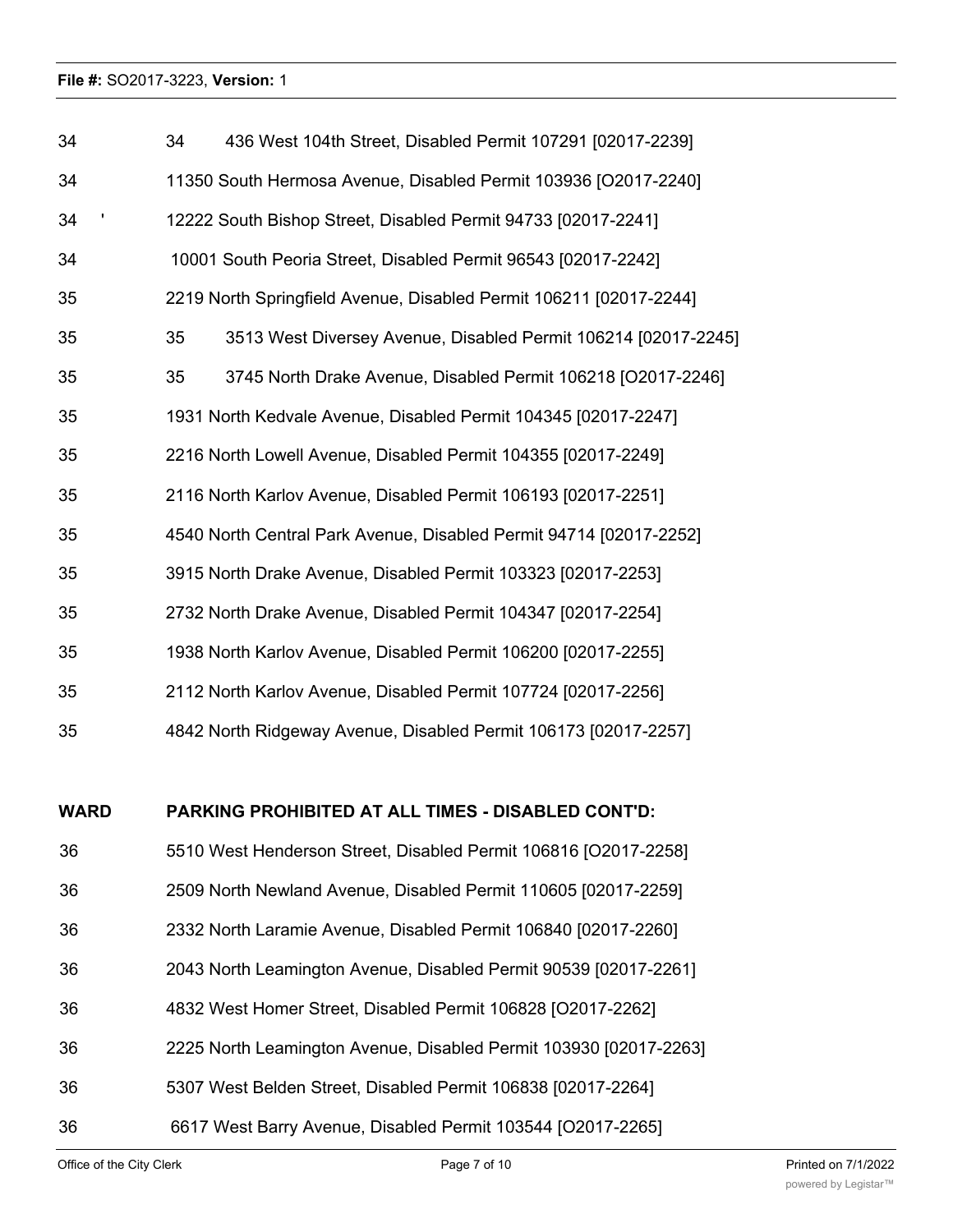| | |
|---|---|
| 34 | 34 436 West 104th Street, Disabled Permit 107291 [02017-2239] |
| 34 | 11350 South Hermosa Avenue, Disabled Permit 103936 [O2017-2240] |
| 34 ' | 12222 South Bishop Street, Disabled Permit 94733 [02017-2241] |
| 34 | 10001 South Peoria Street, Disabled Permit 96543 [02017-2242] |
| 35 | 2219 North Springfield Avenue, Disabled Permit 106211 [02017-2244] |
| 35 | 35 3513 West Diversey Avenue, Disabled Permit 106214 [02017-2245] |
| 35 | 35 3745 North Drake Avenue, Disabled Permit 106218 [O2017-2246] |
| 35 | 1931 North Kedvale Avenue, Disabled Permit 104345 [02017-2247] |
| 35 | 2216 North Lowell Avenue, Disabled Permit 104355 [02017-2249] |
| 35 | 2116 North Karlov Avenue, Disabled Permit 106193 [02017-2251] |
| 35 | 4540 North Central Park Avenue, Disabled Permit 94714 [02017-2252] |
| 35 | 3915 North Drake Avenue, Disabled Permit 103323 [02017-2253] |
| 35 | 2732 North Drake Avenue, Disabled Permit 104347 [02017-2254] |
| 35 | 1938 North Karlov Avenue, Disabled Permit 106200 [02017-2255] |
| 35 | 2112 North Karlov Avenue, Disabled Permit 107724 [02017-2256] |
| 35 | 4842 North Ridgeway Avenue, Disabled Permit 106173 [02017-2257] |

| **WARD** | **PARKING PROHIBITED AT ALL TIMES - DISABLED CONT'D:** |
|---|---|
| 36 | 5510 West Henderson Street, Disabled Permit 106816 [O2017-2258] |
| 36 | 2509 North Newland Avenue, Disabled Permit 110605 [02017-2259] |
| 36 | 2332 North Laramie Avenue, Disabled Permit 106840 [02017-2260] |
| 36 | 2043 North Leamington Avenue, Disabled Permit 90539 [02017-2261] |
| 36 | 4832 West Homer Street, Disabled Permit 106828 [O2017-2262] |
| 36 | 2225 North Leamington Avenue, Disabled Permit 103930 [02017-2263] |
| 36 | 5307 West Belden Street, Disabled Permit 106838 [02017-2264] |
| 36 | 6617 West Barry Avenue, Disabled Permit 103544 [O2017-2265] |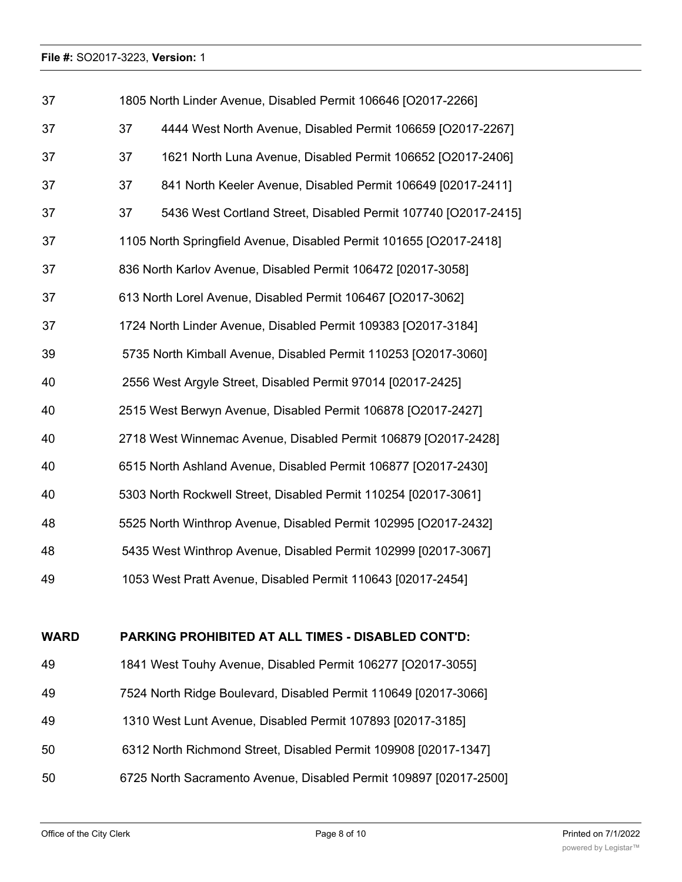| | |
|---|---|
| 37 | 1805 North Linder Avenue, Disabled Permit 106646 [O2017-2266] |
| 37 | 37 4444 West North Avenue, Disabled Permit 106659 [O2017-2267] |
| 37 | 37 1621 North Luna Avenue, Disabled Permit 106652 [O2017-2406] |
| 37 | 37 841 North Keeler Avenue, Disabled Permit 106649 [02017-2411] |
| 37 | 37 5436 West Cortland Street, Disabled Permit 107740 [O2017-2415] |
| 37 | 1105 North Springfield Avenue, Disabled Permit 101655 [O2017-2418] |
| 37 | 836 North Karlov Avenue, Disabled Permit 106472 [02017-3058] |
| 37 | 613 North Lorel Avenue, Disabled Permit 106467 [O2017-3062] |
| 37 | 1724 North Linder Avenue, Disabled Permit 109383 [O2017-3184] |
| 39 | 5735 North Kimball Avenue, Disabled Permit 110253 [O2017-3060] |
| 40 | 2556 West Argyle Street, Disabled Permit 97014 [02017-2425] |
| 40 | 2515 West Berwyn Avenue, Disabled Permit 106878 [O2017-2427] |
| 40 | 2718 West Winnemac Avenue, Disabled Permit 106879 [O2017-2428] |
| 40 | 6515 North Ashland Avenue, Disabled Permit 106877 [O2017-2430] |
| 40 | 5303 North Rockwell Street, Disabled Permit 110254 [02017-3061] |
| 48 | 5525 North Winthrop Avenue, Disabled Permit 102995 [O2017-2432] |
| 48 | 5435 West Winthrop Avenue, Disabled Permit 102999 [02017-3067] |
| 49 | 1053 West Pratt Avenue, Disabled Permit 110643 [02017-2454] |

| **WARD** | **PARKING PROHIBITED AT ALL TIMES - DISABLED CONT'D:** |
|---|---|
| 49 | 1841 West Touhy Avenue, Disabled Permit 106277 [O2017-3055] |
| 49 | 7524 North Ridge Boulevard, Disabled Permit 110649 [02017-3066] |
| 49 | 1310 West Lunt Avenue, Disabled Permit 107893 [02017-3185] |
| 50 | 6312 North Richmond Street, Disabled Permit 109908 [02017-1347] |
| 50 | 6725 North Sacramento Avenue, Disabled Permit 109897 [02017-2500] |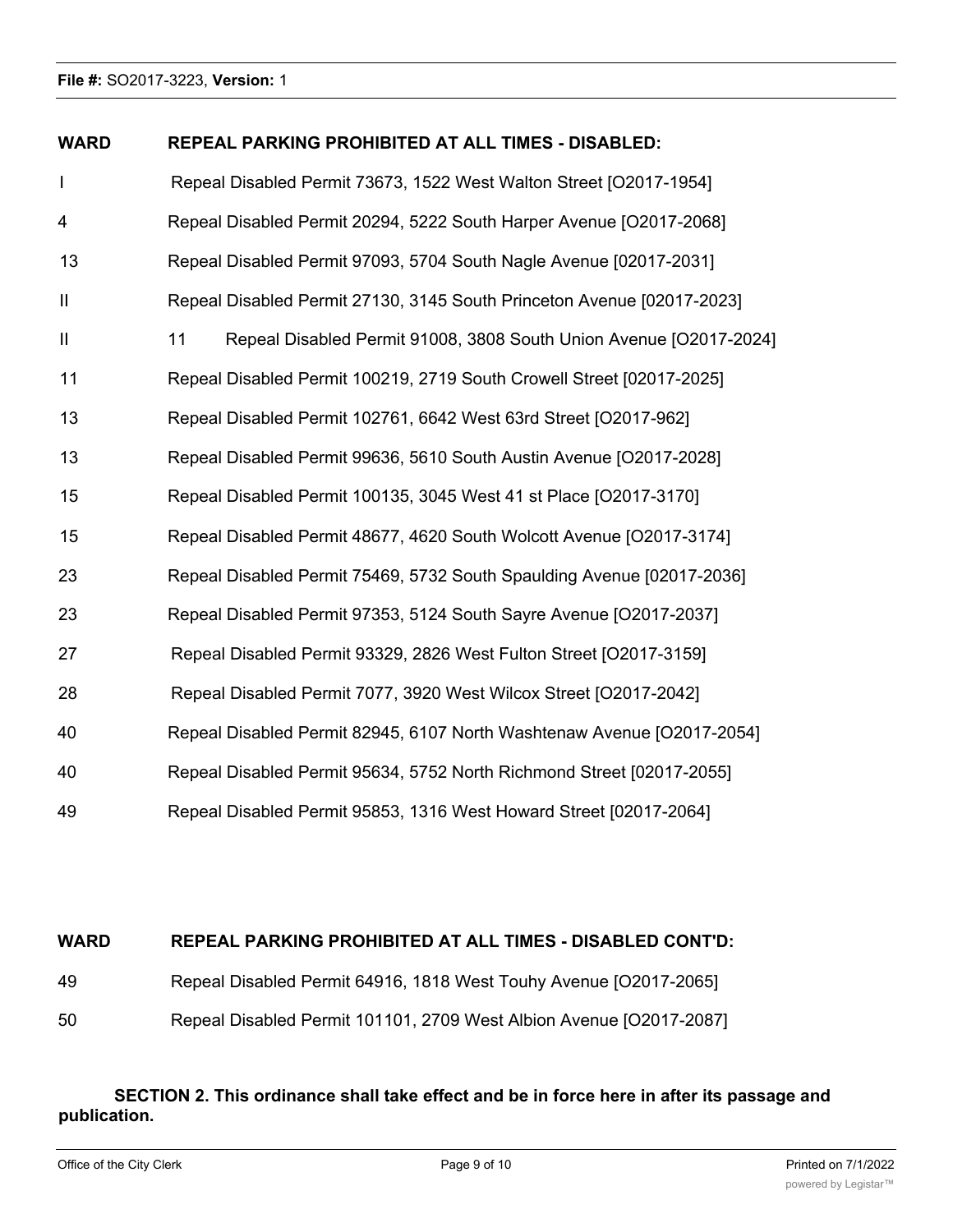| WARD | REPEAL PARKING PROHIBITED AT ALL TIMES - DISABLED: |
|---|---|
| I | Repeal Disabled Permit 73673, 1522 West Walton Street [O2017-1954] |
| 4 | Repeal Disabled Permit 20294, 5222 South Harper Avenue [O2017-2068] |
| 13 | Repeal Disabled Permit 97093, 5704 South Nagle Avenue [02017-2031] |
| II | Repeal Disabled Permit 27130, 3145 South Princeton Avenue [02017-2023] |
| II | 11 Repeal Disabled Permit 91008, 3808 South Union Avenue [O2017-2024] |
| 11 | Repeal Disabled Permit 100219, 2719 South Crowell Street [02017-2025] |
| 13 | Repeal Disabled Permit 102761, 6642 West 63rd Street [O2017-962] |
| 13 | Repeal Disabled Permit 99636, 5610 South Austin Avenue [O2017-2028] |
| 15 | Repeal Disabled Permit 100135, 3045 West 41 st Place [O2017-3170] |
| 15 | Repeal Disabled Permit 48677, 4620 South Wolcott Avenue [O2017-3174] |
| 23 | Repeal Disabled Permit 75469, 5732 South Spaulding Avenue [02017-2036] |
| 23 | Repeal Disabled Permit 97353, 5124 South Sayre Avenue [O2017-2037] |
| 27 | Repeal Disabled Permit 93329, 2826 West Fulton Street [O2017-3159] |
| 28 | Repeal Disabled Permit 7077, 3920 West Wilcox Street [O2017-2042] |
| 40 | Repeal Disabled Permit 82945, 6107 North Washtenaw Avenue [O2017-2054] |
| 40 | Repeal Disabled Permit 95634, 5752 North Richmond Street [02017-2055] |
| 49 | Repeal Disabled Permit 95853, 1316 West Howard Street [02017-2064] |

| WARD | REPEAL PARKING PROHIBITED AT ALL TIMES - DISABLED CONT'D: |
|---|---|
| 49 | Repeal Disabled Permit 64916, 1818 West Touhy Avenue [O2017-2065] |
| 50 | Repeal Disabled Permit 101101, 2709 West Albion Avenue [O2017-2087] |

**SECTION 2. This ordinance shall take effect and be in force here in after its passage and publication.**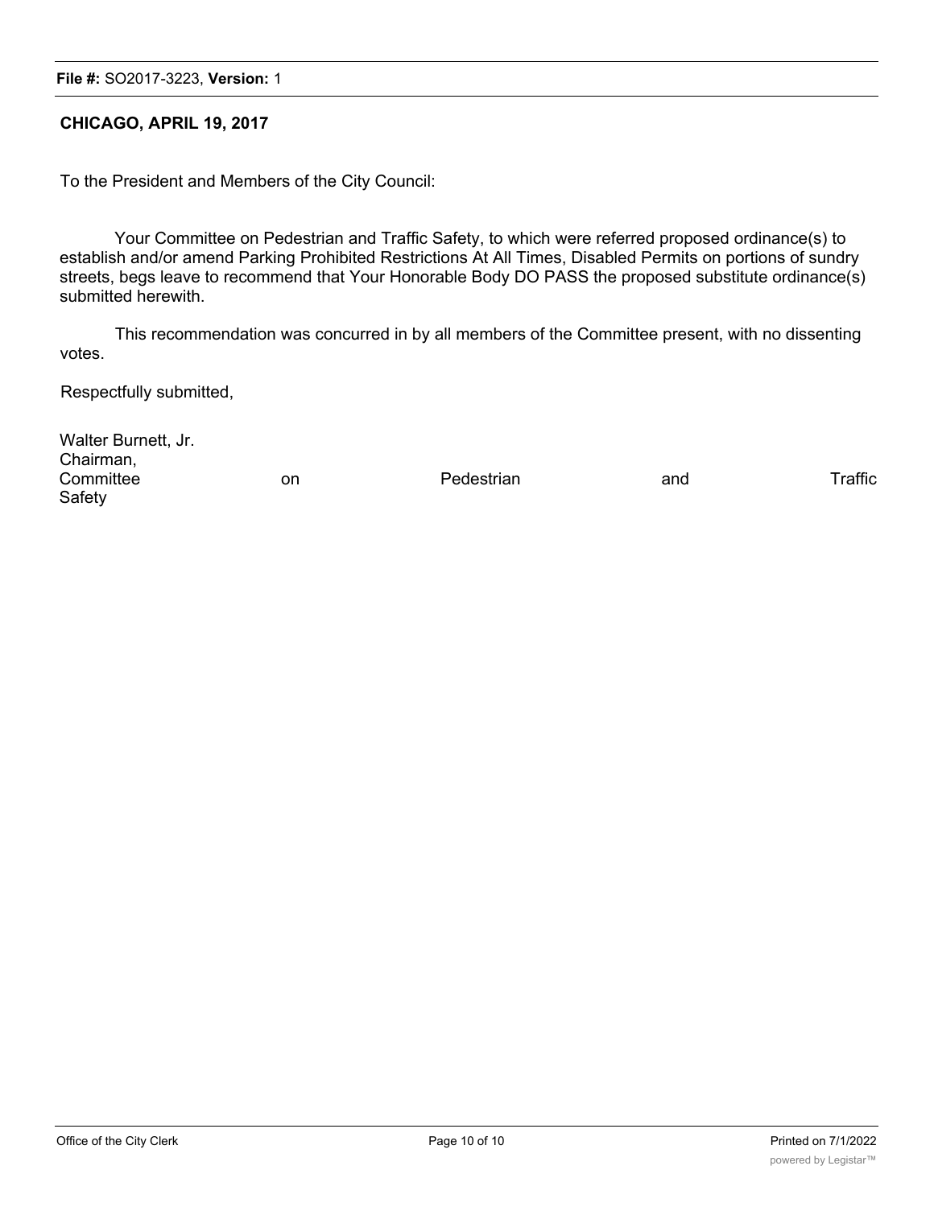**CHICAGO, APRIL 19, 2017**

To the President and Members of the City Council:

Your Committee on Pedestrian and Traffic Safety, to which were referred proposed ordinance(s) to establish and/or amend Parking Prohibited Restrictions At All Times, Disabled Permits on portions of sundry streets, begs leave to recommend that Your Honorable Body DO PASS the proposed substitute ordinance(s) submitted herewith.

This recommendation was concurred in by all members of the Committee present, with no dissenting votes.

Respectfully submitted,

Walter Burnett, Jr.
Chairman,
Committee on Pedestrian and Traffic Safety